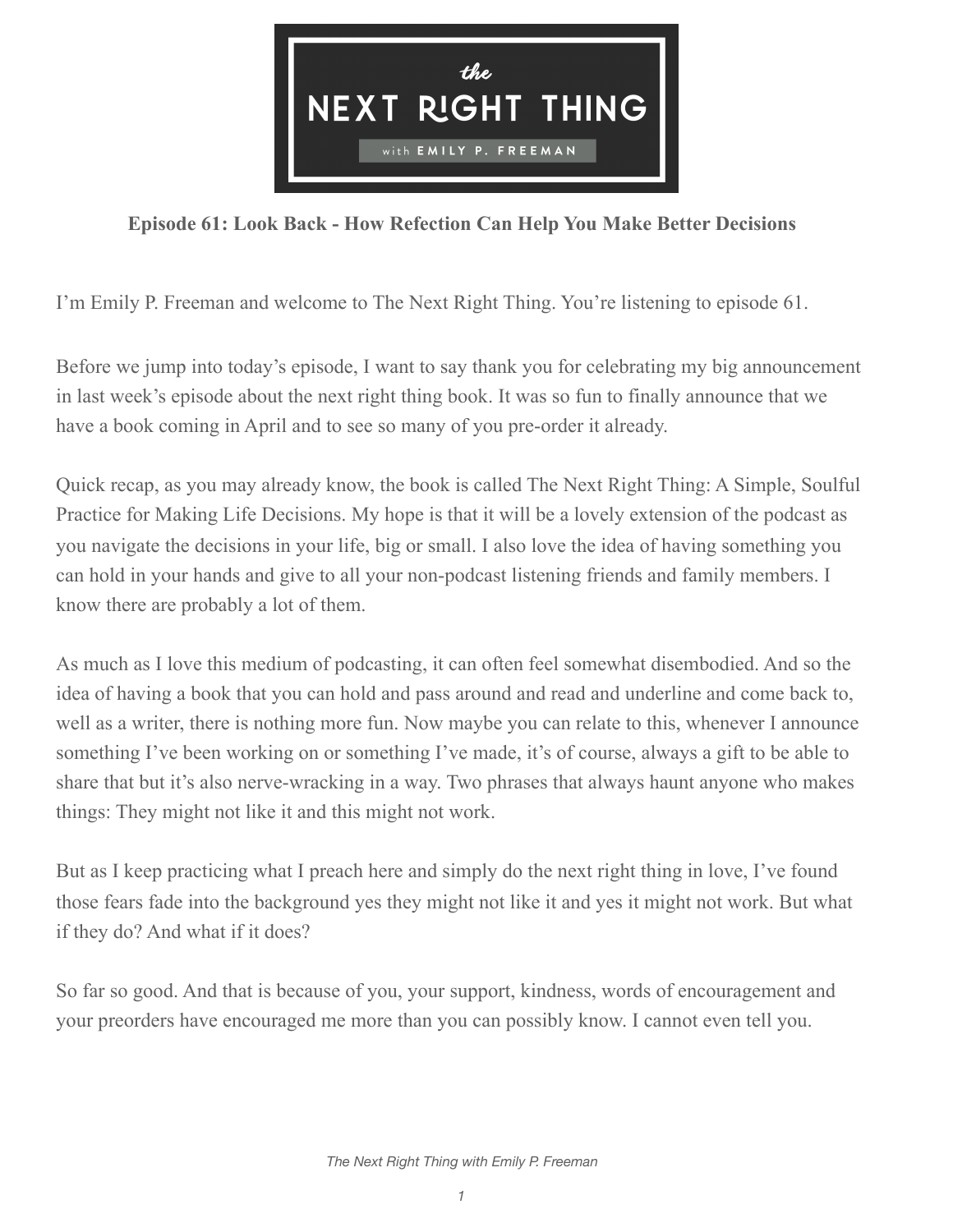# Episode 61: Look Back - How Refection Can Help You Make Better Decisions

I'm Emily P. Freeman and welcome to The Next Right Thing. You're listening to episode 61.

Before we jump into today's episode, I want to say thank you for celebrating my big announcement in last week's episode about the next right thing book. It was so fun to finally announce that we have a book coming in April and to see so many of you pre-order it already.

Quick recap, as you may already know, the book is called The Next Right Thing: A Simple, Soulful Practice for Making Life Decisions. My hope is that it will be a lovely extension of the podcast as you navigate the decisions in your life, big or small. I also love the idea of having something you can hold in your hands and give to all your non-podcast listening friends and family members. I know there are probably a lot of them.

As much as I love this medium of podcasting, it can often feel somewhat disembodied. And so the idea of having a book that you can hold and pass around and read and underline and come back to, well as a writer, there is nothing more fun. Now maybe you can relate to this, whenever I announce something I've been working on or something I've made, it's of course, always a gift to be able to share that but it's also nerve-wracking in a way. Two phrases that always haunt anyone who makes things: They might not like it and this might not work.

But as I keep practicing what I preach here and simply do the next right thing in love, I've found those fears fade into the background yes they might not like it and yes it might not work. But what if they do? And what if it does?

So far so good. And that is because of you, your support, kindness, words of encouragement and your preorders have encouraged me more than you can possibly know. I cannot even tell you.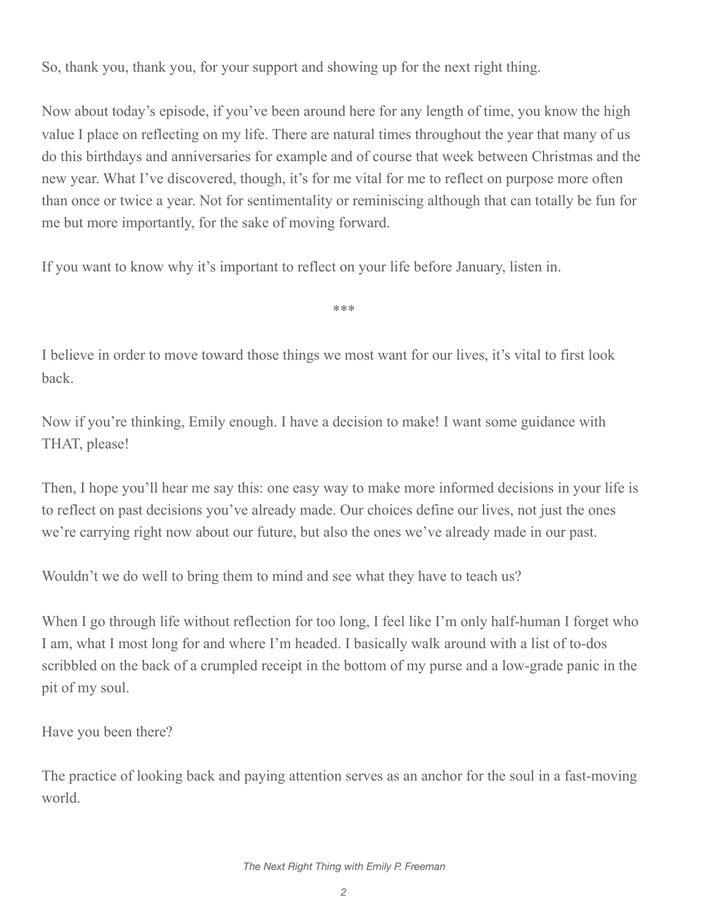So, thank you, thank you, for your support and showing up for the next right thing.

Now about today's episode, if you've been around here for any length of time, you know the high value I place on reflecting on my life. There are natural times throughout the year that many of us do this birthdays and anniversaries for example and of course that week between Christmas and the new year. What I've discovered, though, it's for me vital for me to reflect on purpose more often than once or twice a year. Not for sentimentality or reminiscing although that can totally be fun for me but more importantly, for the sake of moving forward.

If you want to know why it's important to reflect on your life before January, listen in.

\*\*\*

I believe in order to move toward those things we most want for our lives, it's vital to first look back.

Now if you're thinking, Emily enough. I have a decision to make! I want some guidance with THAT, please!

Then, I hope you'll hear me say this: one easy way to make more informed decisions in your life is to reflect on past decisions you've already made. Our choices define our lives, not just the ones we're carrying right now about our future, but also the ones we've already made in our past.

Wouldn't we do well to bring them to mind and see what they have to teach us?

When I go through life without reflection for too long, I feel like I'm only half-human I forget who I am, what I most long for and where I'm headed. I basically walk around with a list of to-dos scribbled on the back of a crumpled receipt in the bottom of my purse and a low-grade panic in the pit of my soul.

Have you been there?

The practice of looking back and paying attention serves as an anchor for the soul in a fast-moving world.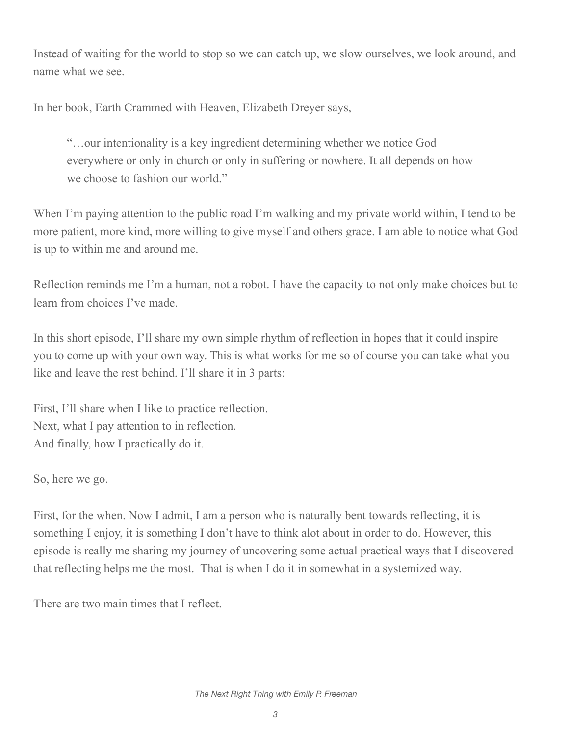Instead of waiting for the world to stop so we can catch up, we slow ourselves, we look around, and name what we see.

In her book, Earth Crammed with Heaven, Elizabeth Dreyer says,

> "…our intentionality is a key ingredient determining whether we notice God everywhere or only in church or only in suffering or nowhere. It all depends on how we choose to fashion our world."

When I'm paying attention to the public road I'm walking and my private world within, I tend to be more patient, more kind, more willing to give myself and others grace. I am able to notice what God is up to within me and around me.

Reflection reminds me I'm a human, not a robot. I have the capacity to not only make choices but to learn from choices I've made.

In this short episode, I'll share my own simple rhythm of reflection in hopes that it could inspire you to come up with your own way. This is what works for me so of course you can take what you like and leave the rest behind. I'll share it in 3 parts:

First, I'll share when I like to practice reflection.
Next, what I pay attention to in reflection.
And finally, how I practically do it.

So, here we go.

First, for the when. Now I admit, I am a person who is naturally bent towards reflecting, it is something I enjoy, it is something I don't have to think alot about in order to do. However, this episode is really me sharing my journey of uncovering some actual practical ways that I discovered that reflecting helps me the most. That is when I do it in somewhat in a systemized way.

There are two main times that I reflect.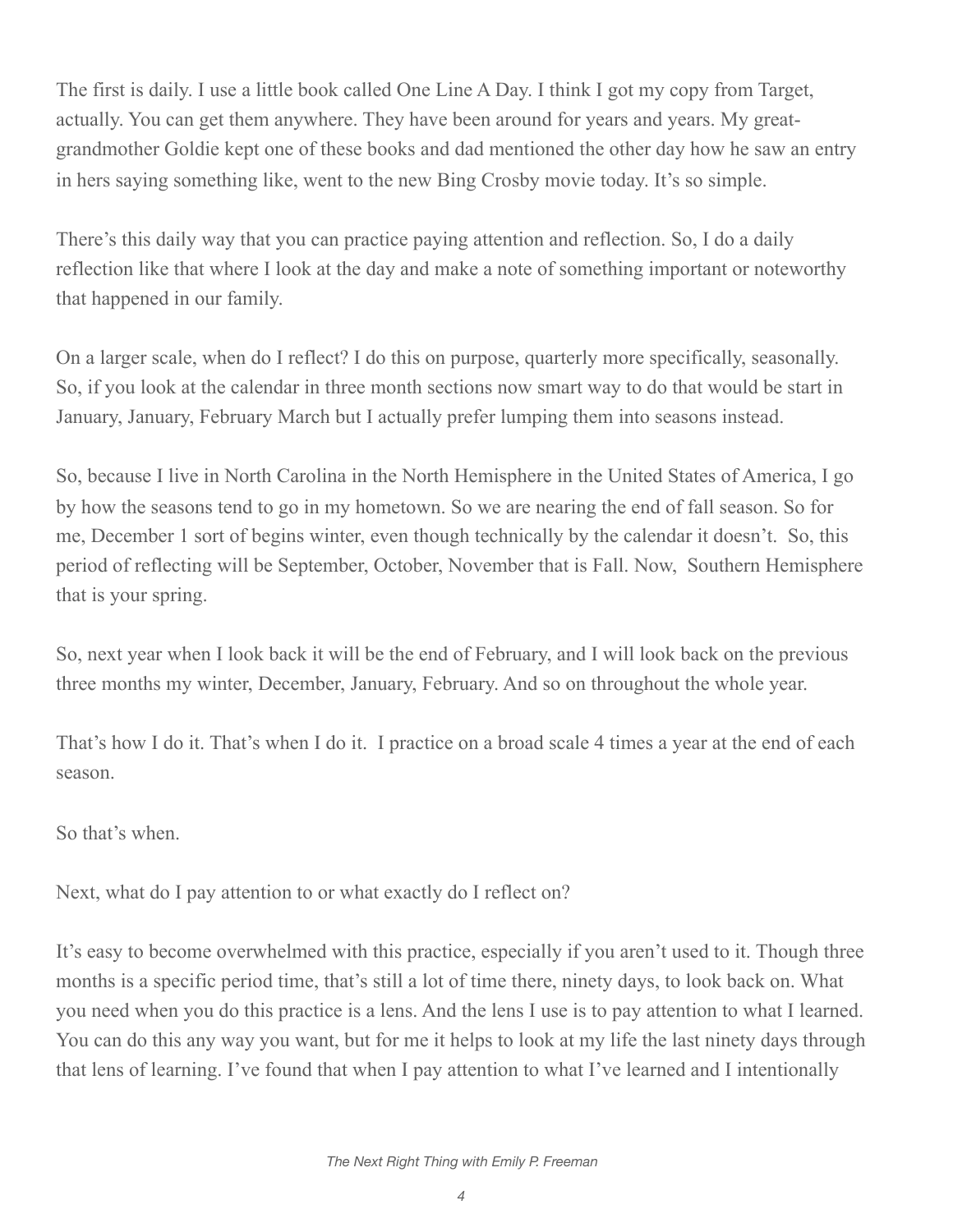The first is daily. I use a little book called One Line A Day. I think I got my copy from Target, actually. You can get them anywhere. They have been around for years and years. My great-grandmother Goldie kept one of these books and dad mentioned the other day how he saw an entry in hers saying something like, went to the new Bing Crosby movie today. It's so simple.

There's this daily way that you can practice paying attention and reflection. So, I do a daily reflection like that where I look at the day and make a note of something important or noteworthy that happened in our family.

On a larger scale, when do I reflect? I do this on purpose, quarterly more specifically, seasonally. So, if you look at the calendar in three month sections now smart way to do that would be start in January, January, February March but I actually prefer lumping them into seasons instead.

So, because I live in North Carolina in the North Hemisphere in the United States of America, I go by how the seasons tend to go in my hometown. So we are nearing the end of fall season. So for me, December 1 sort of begins winter, even though technically by the calendar it doesn't. So, this period of reflecting will be September, October, November that is Fall. Now, Southern Hemisphere that is your spring.

So, next year when I look back it will be the end of February, and I will look back on the previous three months my winter, December, January, February. And so on throughout the whole year.

That's how I do it. That's when I do it. I practice on a broad scale 4 times a year at the end of each season.

So that's when.

Next, what do I pay attention to or what exactly do I reflect on?

It's easy to become overwhelmed with this practice, especially if you aren't used to it. Though three months is a specific period time, that's still a lot of time there, ninety days, to look back on. What you need when you do this practice is a lens. And the lens I use is to pay attention to what I learned. You can do this any way you want, but for me it helps to look at my life the last ninety days through that lens of learning. I've found that when I pay attention to what I've learned and I intentionally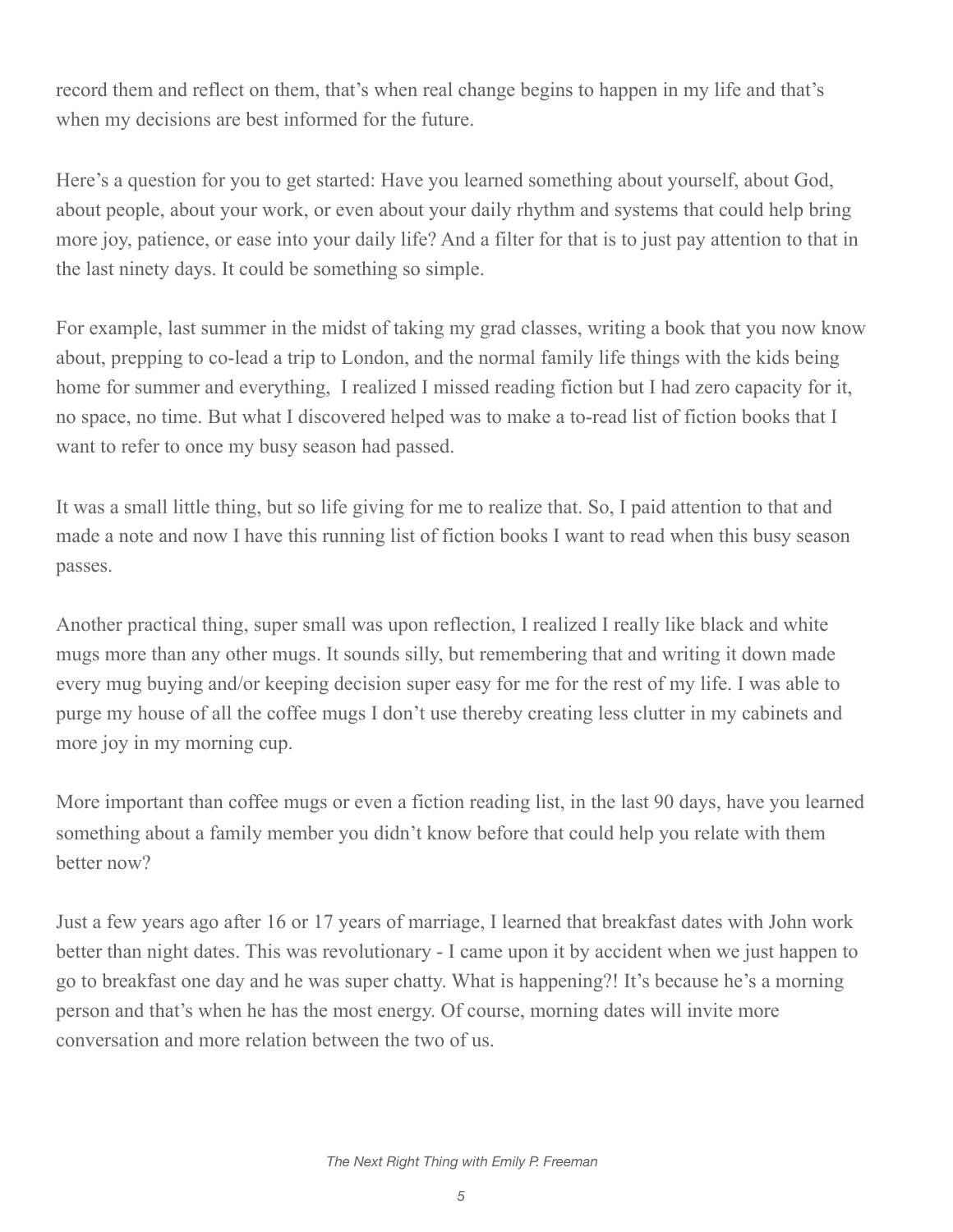record them and reflect on them, that's when real change begins to happen in my life and that's when my decisions are best informed for the future.

Here's a question for you to get started: Have you learned something about yourself, about God, about people, about your work, or even about your daily rhythm and systems that could help bring more joy, patience, or ease into your daily life? And a filter for that is to just pay attention to that in the last ninety days. It could be something so simple.

For example, last summer in the midst of taking my grad classes, writing a book that you now know about, prepping to co-lead a trip to London, and the normal family life things with the kids being home for summer and everything, I realized I missed reading fiction but I had zero capacity for it, no space, no time. But what I discovered helped was to make a to-read list of fiction books that I want to refer to once my busy season had passed.

It was a small little thing, but so life giving for me to realize that. So, I paid attention to that and made a note and now I have this running list of fiction books I want to read when this busy season passes.

Another practical thing, super small was upon reflection, I realized I really like black and white mugs more than any other mugs. It sounds silly, but remembering that and writing it down made every mug buying and/or keeping decision super easy for me for the rest of my life. I was able to purge my house of all the coffee mugs I don't use thereby creating less clutter in my cabinets and more joy in my morning cup.

More important than coffee mugs or even a fiction reading list, in the last 90 days, have you learned something about a family member you didn't know before that could help you relate with them better now?

Just a few years ago after 16 or 17 years of marriage, I learned that breakfast dates with John work better than night dates. This was revolutionary - I came upon it by accident when we just happen to go to breakfast one day and he was super chatty. What is happening?! It's because he's a morning person and that's when he has the most energy. Of course, morning dates will invite more conversation and more relation between the two of us.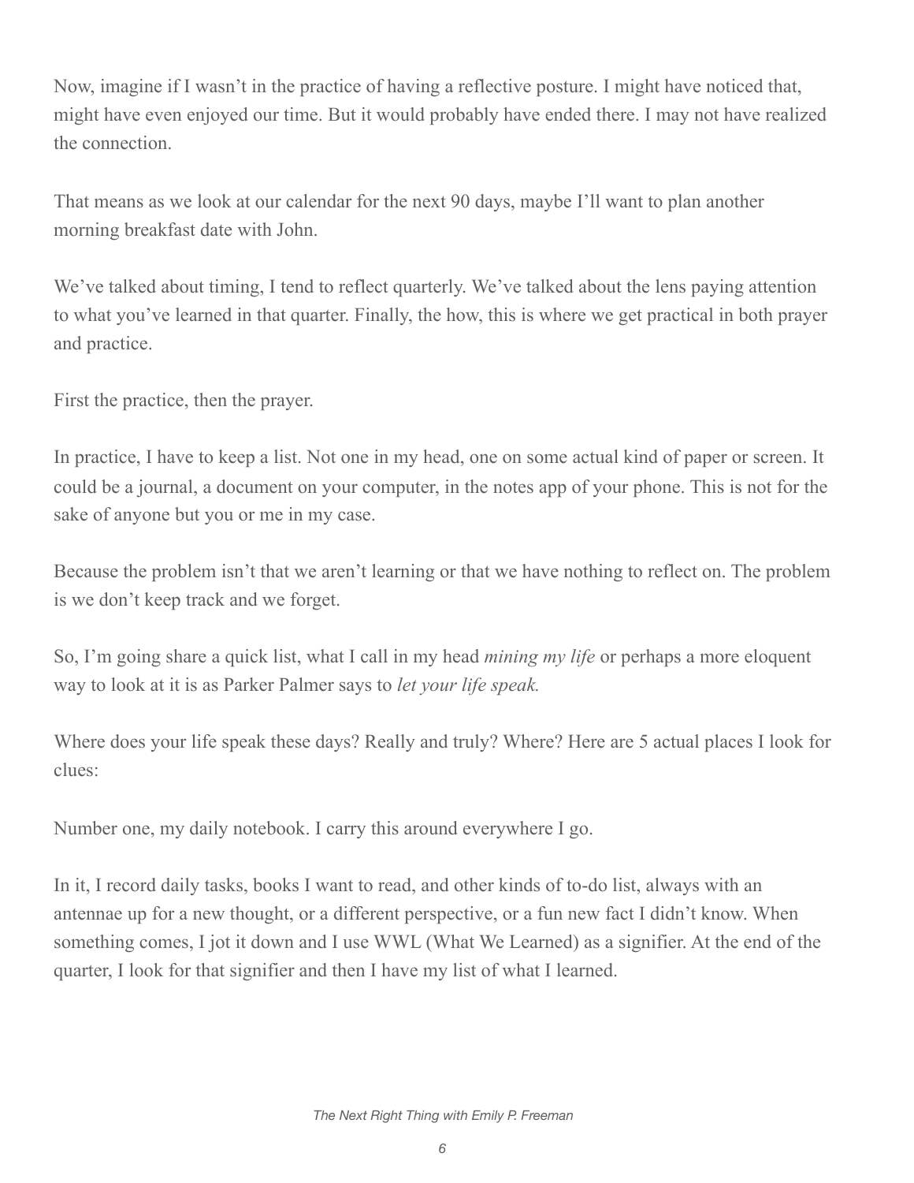Now, imagine if I wasn't in the practice of having a reflective posture. I might have noticed that, might have even enjoyed our time. But it would probably have ended there. I may not have realized the connection.

That means as we look at our calendar for the next 90 days, maybe I'll want to plan another morning breakfast date with John.

We've talked about timing, I tend to reflect quarterly. We've talked about the lens paying attention to what you've learned in that quarter. Finally, the how, this is where we get practical in both prayer and practice.

First the practice, then the prayer.

In practice, I have to keep a list. Not one in my head, one on some actual kind of paper or screen. It could be a journal, a document on your computer, in the notes app of your phone. This is not for the sake of anyone but you or me in my case.

Because the problem isn't that we aren't learning or that we have nothing to reflect on. The problem is we don't keep track and we forget.

So, I'm going share a quick list, what I call in my head *mining my life* or perhaps a more eloquent way to look at it is as Parker Palmer says to *let your life speak.*

Where does your life speak these days? Really and truly? Where? Here are 5 actual places I look for clues:

Number one, my daily notebook. I carry this around everywhere I go.

In it, I record daily tasks, books I want to read, and other kinds of to-do list, always with an antennae up for a new thought, or a different perspective, or a fun new fact I didn't know. When something comes, I jot it down and I use WWL (What We Learned) as a signifier. At the end of the quarter, I look for that signifier and then I have my list of what I learned.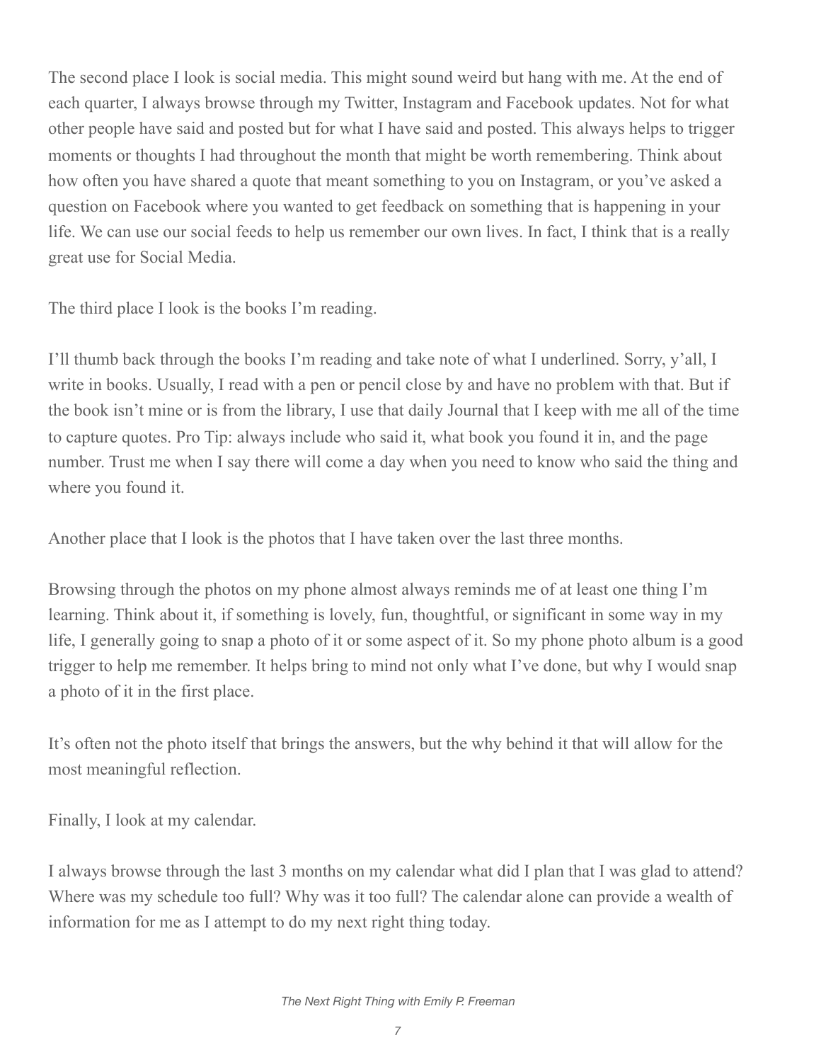The second place I look is social media. This might sound weird but hang with me. At the end of each quarter, I always browse through my Twitter, Instagram and Facebook updates. Not for what other people have said and posted but for what I have said and posted. This always helps to trigger moments or thoughts I had throughout the month that might be worth remembering. Think about how often you have shared a quote that meant something to you on Instagram, or you've asked a question on Facebook where you wanted to get feedback on something that is happening in your life. We can use our social feeds to help us remember our own lives. In fact, I think that is a really great use for Social Media.

The third place I look is the books I'm reading.

I'll thumb back through the books I'm reading and take note of what I underlined. Sorry, y'all, I write in books. Usually, I read with a pen or pencil close by and have no problem with that. But if the book isn't mine or is from the library, I use that daily Journal that I keep with me all of the time to capture quotes. Pro Tip: always include who said it, what book you found it in, and the page number. Trust me when I say there will come a day when you need to know who said the thing and where you found it.

Another place that I look is the photos that I have taken over the last three months.

Browsing through the photos on my phone almost always reminds me of at least one thing I'm learning. Think about it, if something is lovely, fun, thoughtful, or significant in some way in my life, I generally going to snap a photo of it or some aspect of it. So my phone photo album is a good trigger to help me remember. It helps bring to mind not only what I've done, but why I would snap a photo of it in the first place.

It's often not the photo itself that brings the answers, but the why behind it that will allow for the most meaningful reflection.

Finally, I look at my calendar.

I always browse through the last 3 months on my calendar what did I plan that I was glad to attend? Where was my schedule too full? Why was it too full? The calendar alone can provide a wealth of information for me as I attempt to do my next right thing today.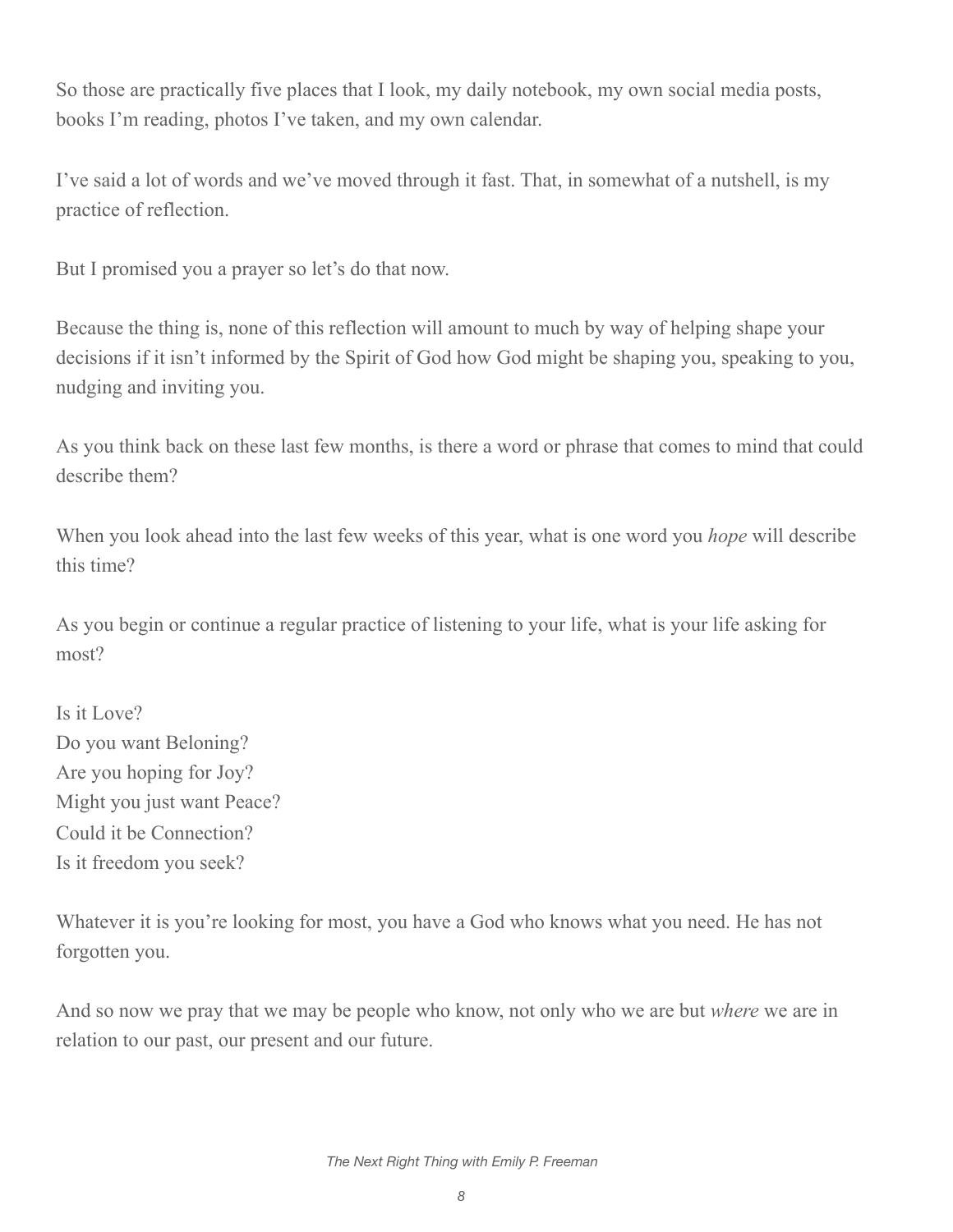So those are practically five places that I look, my daily notebook, my own social media posts, books I'm reading, photos I've taken, and my own calendar.

I've said a lot of words and we've moved through it fast. That, in somewhat of a nutshell, is my practice of reflection.

But I promised you a prayer so let's do that now.

Because the thing is, none of this reflection will amount to much by way of helping shape your decisions if it isn't informed by the Spirit of God how God might be shaping you, speaking to you, nudging and inviting you.

As you think back on these last few months, is there a word or phrase that comes to mind that could describe them?

When you look ahead into the last few weeks of this year, what is one word you *hope* will describe this time?

As you begin or continue a regular practice of listening to your life, what is your life asking for most?

Is it Love?
Do you want Beloning?
Are you hoping for Joy?
Might you just want Peace?
Could it be Connection?
Is it freedom you seek?

Whatever it is you're looking for most, you have a God who knows what you need. He has not forgotten you.

And so now we pray that we may be people who know, not only who we are but *where* we are in relation to our past, our present and our future.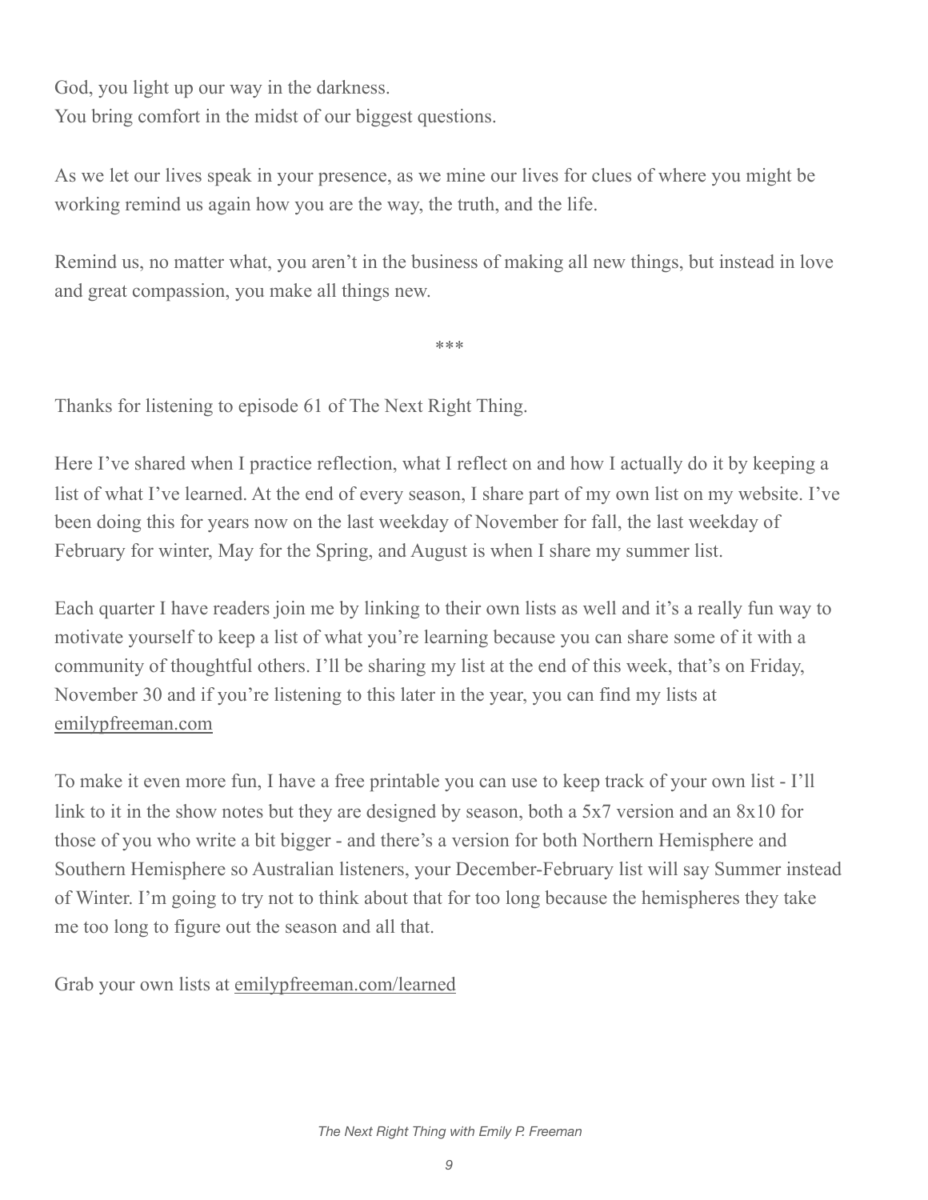God, you light up our way in the darkness.
You bring comfort in the midst of our biggest questions.

As we let our lives speak in your presence, as we mine our lives for clues of where you might be working remind us again how you are the way, the truth, and the life.

Remind us, no matter what, you aren't in the business of making all new things, but instead in love and great compassion, you make all things new.

***

Thanks for listening to episode 61 of The Next Right Thing.

Here I've shared when I practice reflection, what I reflect on and how I actually do it by keeping a list of what I've learned. At the end of every season, I share part of my own list on my website. I've been doing this for years now on the last weekday of November for fall, the last weekday of February for winter, May for the Spring, and August is when I share my summer list.

Each quarter I have readers join me by linking to their own lists as well and it's a really fun way to motivate yourself to keep a list of what you're learning because you can share some of it with a community of thoughtful others. I'll be sharing my list at the end of this week, that's on Friday, November 30 and if you're listening to this later in the year, you can find my lists at emilypfreeman.com

To make it even more fun, I have a free printable you can use to keep track of your own list - I'll link to it in the show notes but they are designed by season, both a 5x7 version and an 8x10 for those of you who write a bit bigger - and there's a version for both Northern Hemisphere and Southern Hemisphere so Australian listeners, your December-February list will say Summer instead of Winter. I'm going to try not to think about that for too long because the hemispheres they take me too long to figure out the season and all that.

Grab your own lists at emilypfreeman.com/learned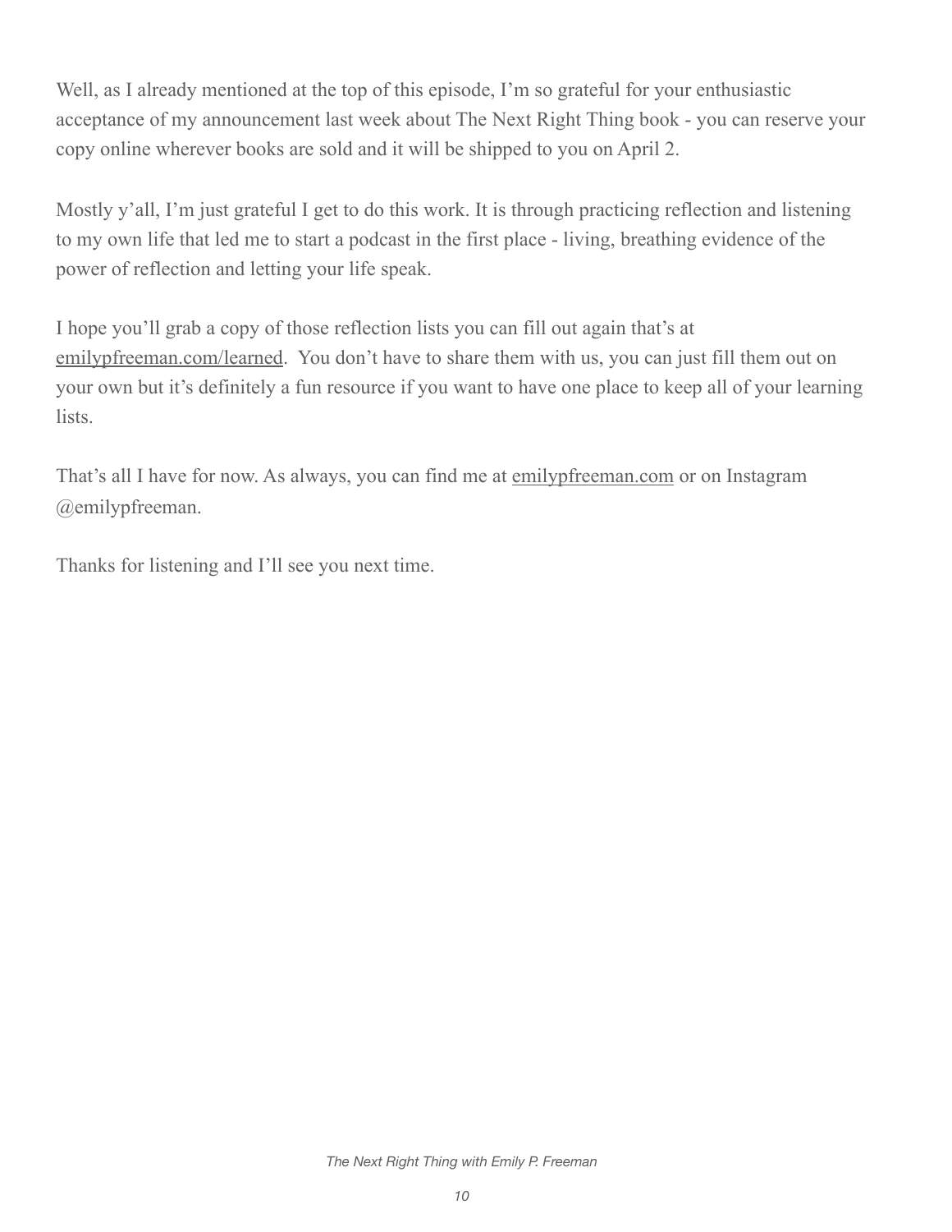Well, as I already mentioned at the top of this episode, I'm so grateful for your enthusiastic acceptance of my announcement last week about The Next Right Thing book - you can reserve your copy online wherever books are sold and it will be shipped to you on April 2.

Mostly y'all, I'm just grateful I get to do this work. It is through practicing reflection and listening to my own life that led me to start a podcast in the first place - living, breathing evidence of the power of reflection and letting your life speak.

I hope you'll grab a copy of those reflection lists you can fill out again that's at emilypfreeman.com/learned. You don't have to share them with us, you can just fill them out on your own but it's definitely a fun resource if you want to have one place to keep all of your learning lists.

That's all I have for now. As always, you can find me at emilypfreeman.com or on Instagram @emilypfreeman.

Thanks for listening and I'll see you next time.